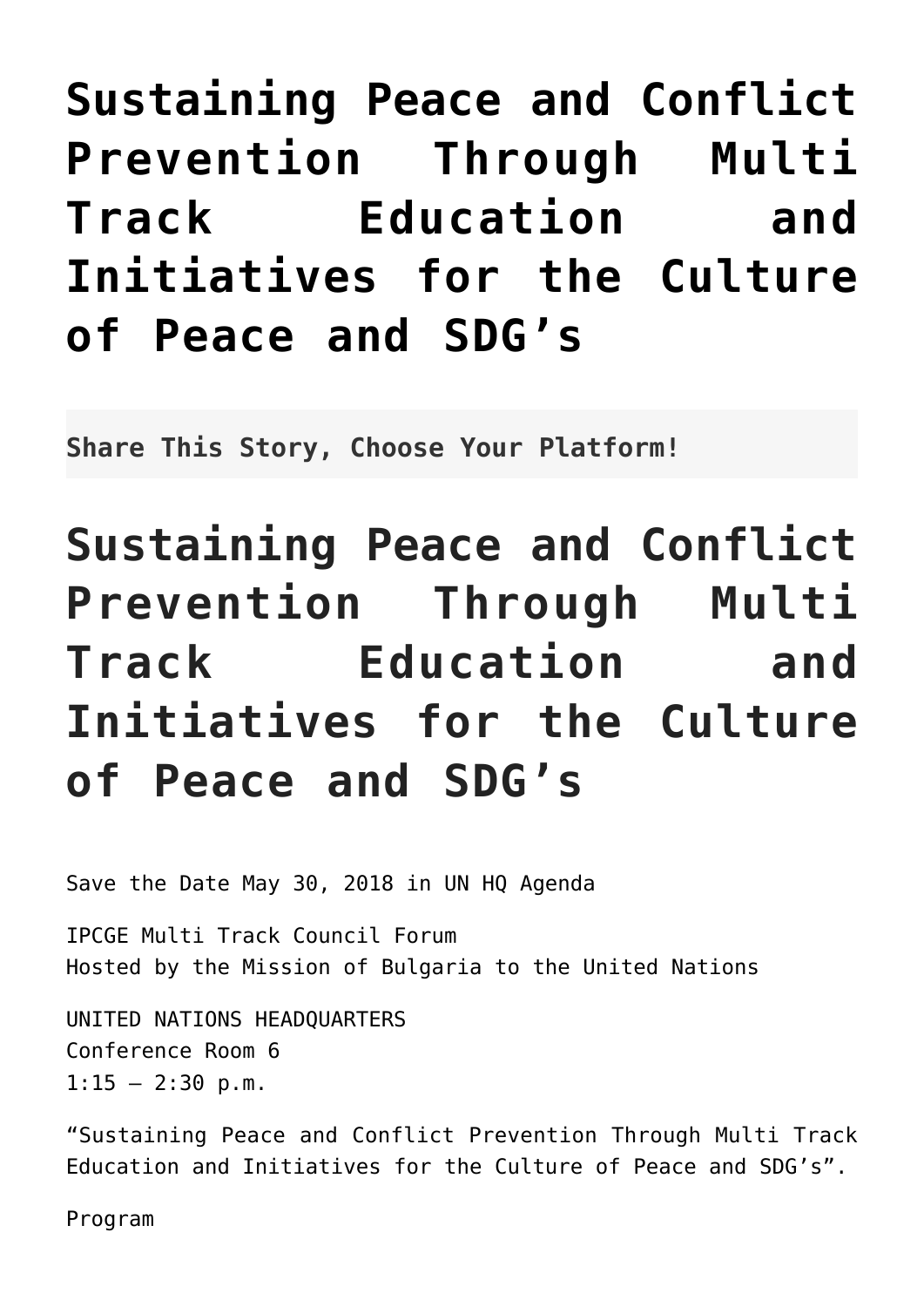# Sustaining Peace and Conflict Prevention Through Multi Track Education and Initiatives for the Culture of Peace and SDG's

**Share This Story, Choose Your Platform!**

# Sustaining Peace and Conflict Prevention Through Multi Track Education and Initiatives for the Culture of Peace and SDG's

Save the Date May 30, 2018 in UN HQ Agenda

IPCGE Multi Track Council Forum
Hosted by the Mission of Bulgaria to the United Nations

UNITED NATIONS HEADQUARTERS
Conference Room 6
1:15 – 2:30 p.m.

"Sustaining Peace and Conflict Prevention Through Multi Track Education and Initiatives for the Culture of Peace and SDG's".

Program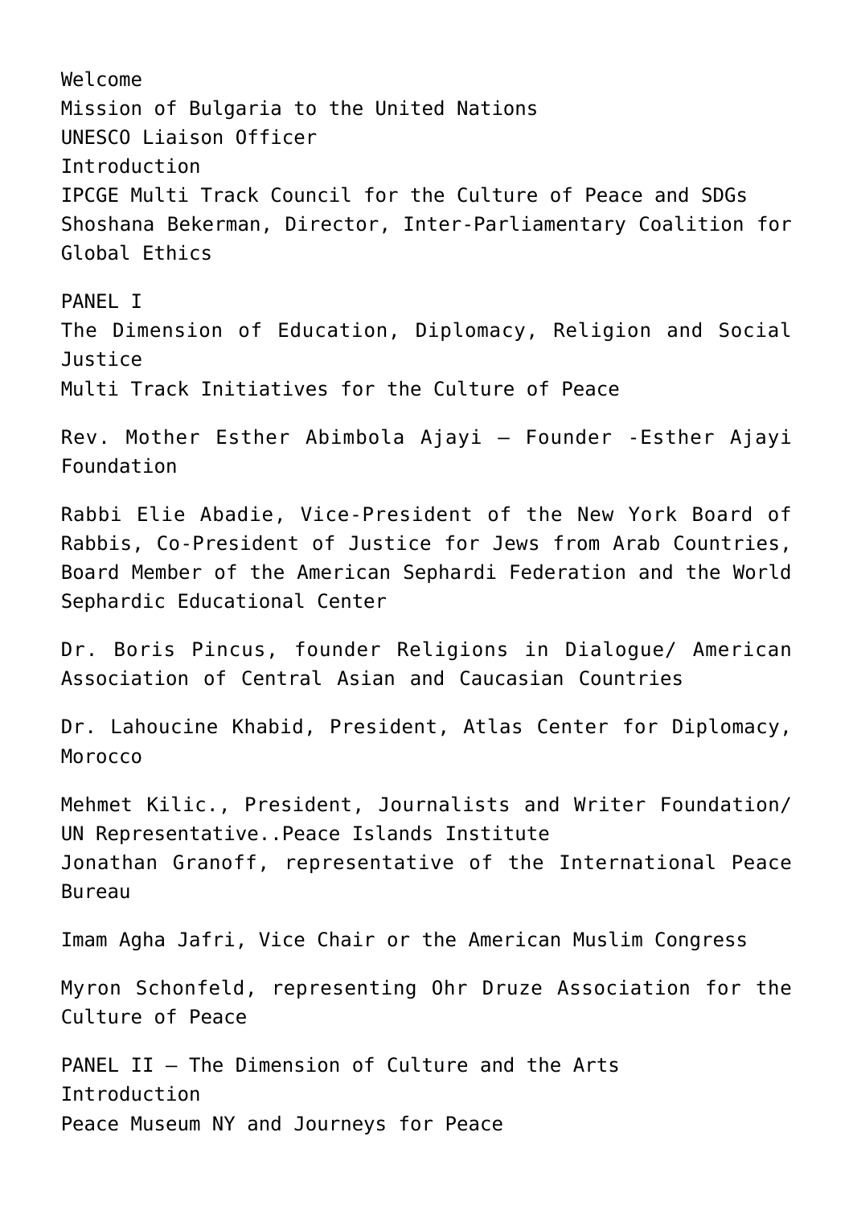Welcome
Mission of Bulgaria to the United Nations
UNESCO Liaison Officer
Introduction
IPCGE Multi Track Council for the Culture of Peace and SDGs
Shoshana Bekerman, Director, Inter-Parliamentary Coalition for Global Ethics

PANEL I
The Dimension of Education, Diplomacy, Religion and Social Justice
Multi Track Initiatives for the Culture of Peace

Rev. Mother Esther Abimbola Ajayi – Founder -Esther Ajayi Foundation

Rabbi Elie Abadie, Vice-President of the New York Board of Rabbis, Co-President of Justice for Jews from Arab Countries, Board Member of the American Sephardi Federation and the World Sephardic Educational Center

Dr. Boris Pincus, founder Religions in Dialogue/ American Association of Central Asian and Caucasian Countries

Dr. Lahoucine Khabid, President, Atlas Center for Diplomacy, Morocco

Mehmet Kilic., President, Journalists and Writer Foundation/ UN Representative..Peace Islands Institute
Jonathan Granoff, representative of the International Peace Bureau

Imam Agha Jafri, Vice Chair or the American Muslim Congress

Myron Schonfeld, representing Ohr Druze Association for the Culture of Peace

PANEL II – The Dimension of Culture and the Arts
Introduction
Peace Museum NY and Journeys for Peace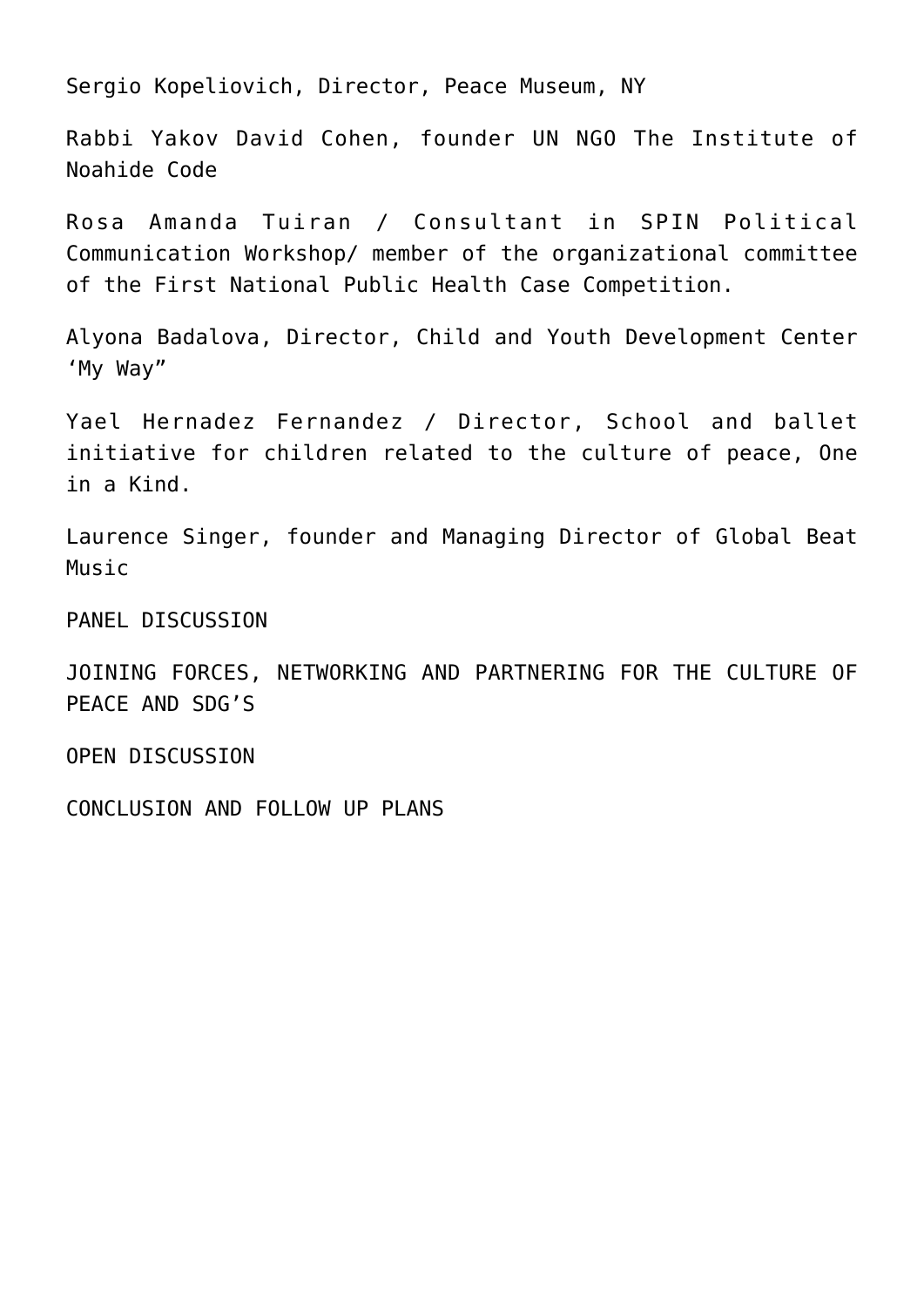Sergio Kopeliovich, Director, Peace Museum, NY

Rabbi Yakov David Cohen, founder UN NGO The Institute of Noahide Code

Rosa Amanda Tuiran / Consultant in SPIN Political Communication Workshop/ member of the organizational committee of the First National Public Health Case Competition.

Alyona Badalova, Director, Child and Youth Development Center 'My Way"

Yael Hernadez Fernandez / Director, School and ballet initiative for children related to the culture of peace, One in a Kind.

Laurence Singer, founder and Managing Director of Global Beat Music

PANEL DISCUSSION

JOINING FORCES, NETWORKING AND PARTNERING FOR THE CULTURE OF PEACE AND SDG'S

OPEN DISCUSSION

CONCLUSION AND FOLLOW UP PLANS